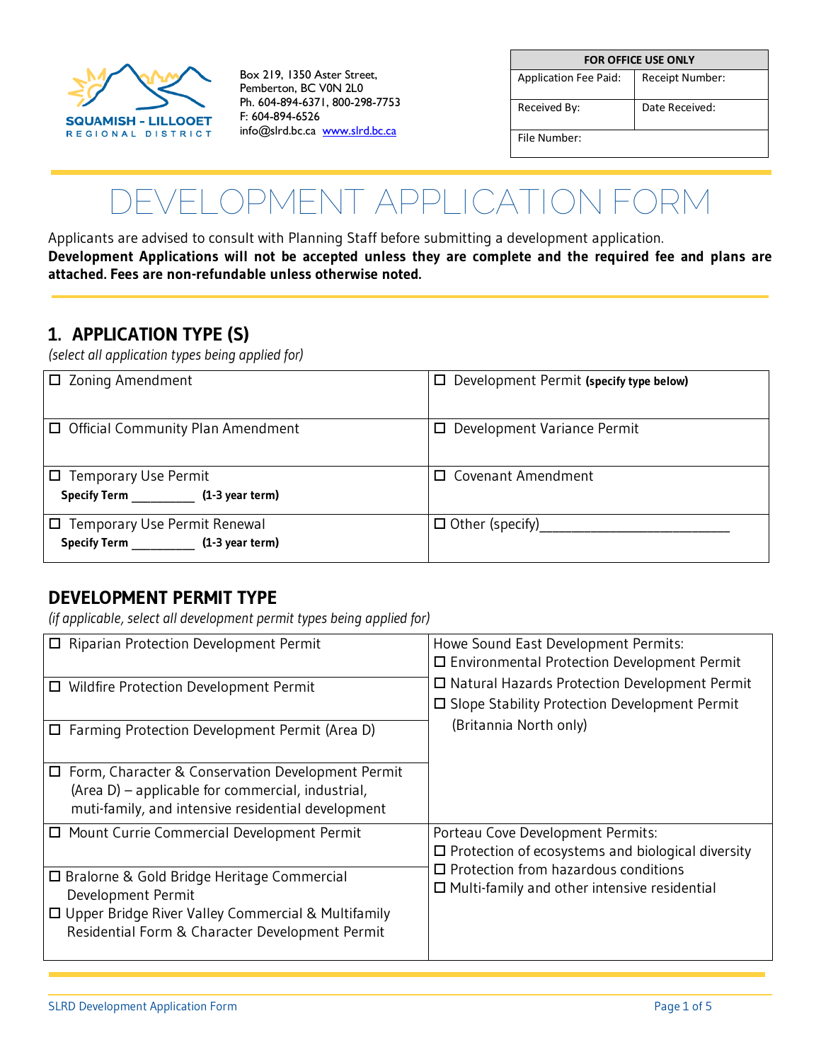SQUAMISH - LILLOOET
REGIONAL DISTRICT

Box 219, 1350 Aster Street,
Pemberton, BC V0N 2L0
Ph. 604-894-6371, 800-298-7753
F: 604-894-6526
info@slrd.bc.ca www.slrd.bc.ca

| FOR OFFICE USE ONLY | |
|---|---|
| Application Fee Paid: | Receipt Number: |
| Received By: | Date Received: |
| File Number: | |

# DEVELOPMENT APPLICATION FORM

Applicants are advised to consult with Planning Staff before submitting a development application.
**Development Applications will not be accepted unless they are complete and the required fee and plans are attached. Fees are non-refundable unless otherwise noted.**

## 1. APPLICATION TYPE (S)

*(select all application types being applied for)*

| | |
|---|---|
| ☐ Zoning Amendment | ☐ Development Permit **(specify type below)** |
| ☐ Official Community Plan Amendment | ☐ Development Variance Permit |
| ☐ Temporary Use Permit<br>**Specify Term __________ (1-3 year term)** | ☐ Covenant Amendment |
| ☐ Temporary Use Permit Renewal<br>**Specify Term __________ (1-3 year term)** | ☐ Other (specify)___________________________ |

## DEVELOPMENT PERMIT TYPE

*(if applicable, select all development permit types being applied for)*

| | |
|---|---|
| ☐ Riparian Protection Development Permit<br>☐ Wildfire Protection Development Permit<br>☐ Farming Protection Development Permit (Area D)<br>☐ Form, Character & Conservation Development Permit (Area D) – applicable for commercial, industrial, muti-family, and intensive residential development | Howe Sound East Development Permits:<br>☐ Environmental Protection Development Permit<br>☐ Natural Hazards Protection Development Permit<br>☐ Slope Stability Protection Development Permit (Britannia North only) |
| ☐ Mount Currie Commercial Development Permit<br>☐ Bralorne & Gold Bridge Heritage Commercial Development Permit<br>☐ Upper Bridge River Valley Commercial & Multifamily Residential Form & Character Development Permit | Porteau Cove Development Permits:<br>☐ Protection of ecosystems and biological diversity<br>☐ Protection from hazardous conditions<br>☐ Multi-family and other intensive residential |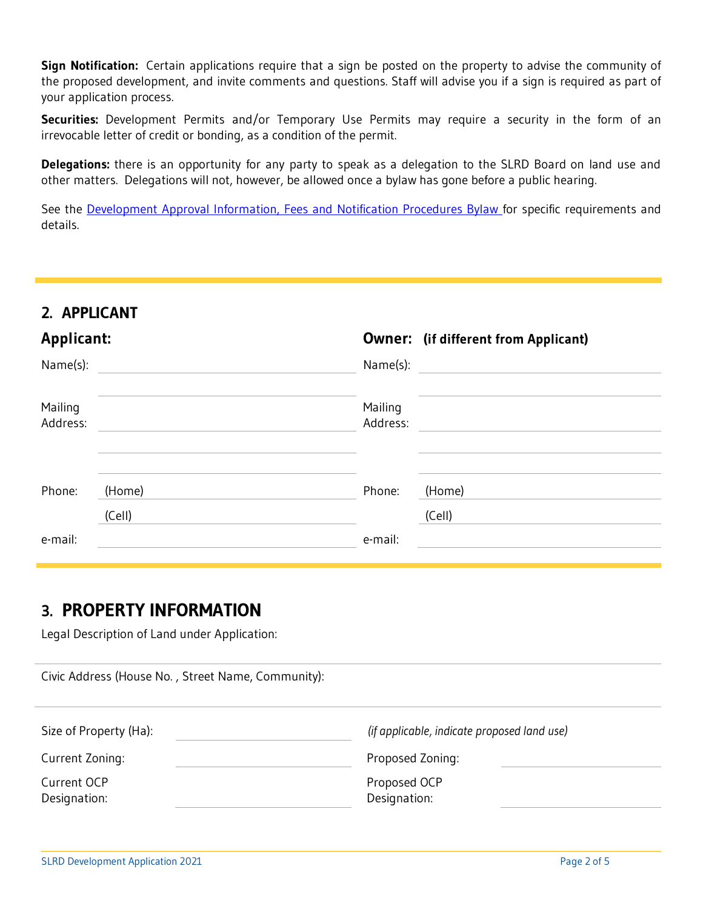**Sign Notification:** Certain applications require that a sign be posted on the property to advise the community of the proposed development, and invite comments and questions. Staff will advise you if a sign is required as part of your application process.

**Securities:** Development Permits and/or Temporary Use Permits may require a security in the form of an irrevocable letter of credit or bonding, as a condition of the permit.

**Delegations:** there is an opportunity for any party to speak as a delegation to the SLRD Board on land use and other matters. Delegations will not, however, be allowed once a bylaw has gone before a public hearing.

See the Development Approval Information, Fees and Notification Procedures Bylaw for specific requirements and details.

## 2. APPLICANT

| **Applicant:** | | **Owner: (if different from Applicant)** | |
|---|---|---|---|
| Name(s): | | Name(s): | |
| Mailing Address: | | Mailing Address: | |
| Phone: | (Home) | Phone: | (Home) |
| | (Cell) | | (Cell) |
| e-mail: | | e-mail: | |

## 3. PROPERTY INFORMATION

Legal Description of Land under Application:

Civic Address (House No. , Street Name, Community):

| | | *(if applicable, indicate proposed land use)* | |
|---|---|---|---|
| Size of Property (Ha): | | | |
| Current Zoning: | | Proposed Zoning: | |
| Current OCP Designation: | | Proposed OCP Designation: | |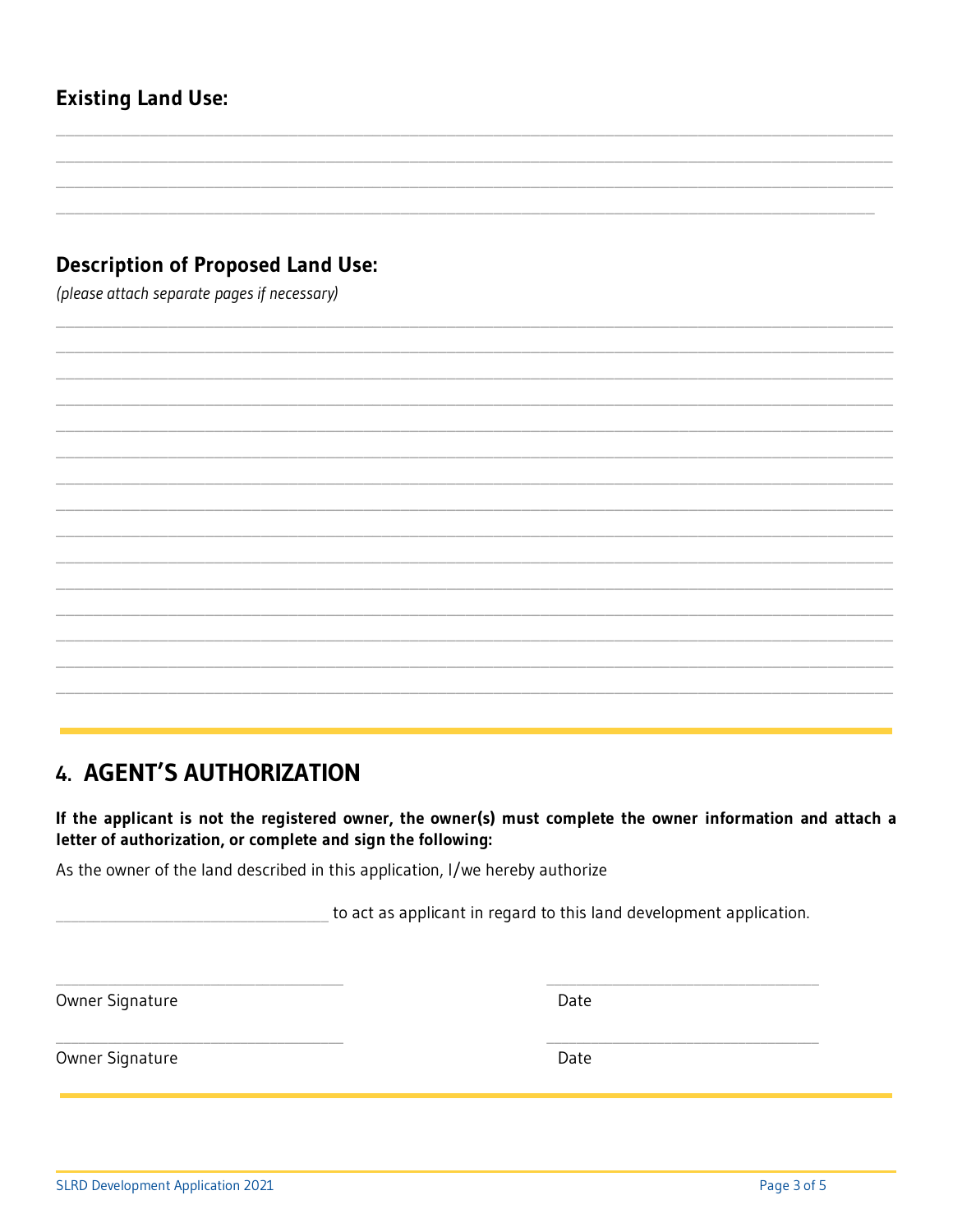### Existing Land Use:

________________________________________________________________________________________________
________________________________________________________________________________________________
________________________________________________________________________________________________
______________________________________________________________________________________________

### Description of Proposed Land Use:

*(please attach separate pages if necessary)*

________________________________________________________________________________________________
________________________________________________________________________________________________
________________________________________________________________________________________________
________________________________________________________________________________________________
________________________________________________________________________________________________
________________________________________________________________________________________________
________________________________________________________________________________________________
________________________________________________________________________________________________
________________________________________________________________________________________________
________________________________________________________________________________________________
________________________________________________________________________________________________
________________________________________________________________________________________________
________________________________________________________________________________________________
________________________________________________________________________________________________
________________________________________________________________________________________________

## 4. AGENT'S AUTHORIZATION

**If the applicant is not the registered owner, the owner(s) must complete the owner information and attach a letter of authorization, or complete and sign the following:**

As the owner of the land described in this application, I/we hereby authorize

________________________________ to act as applicant in regard to this land development application.

________________________________ ________________________________

Owner Signature Date

________________________________ ________________________________

Owner Signature Date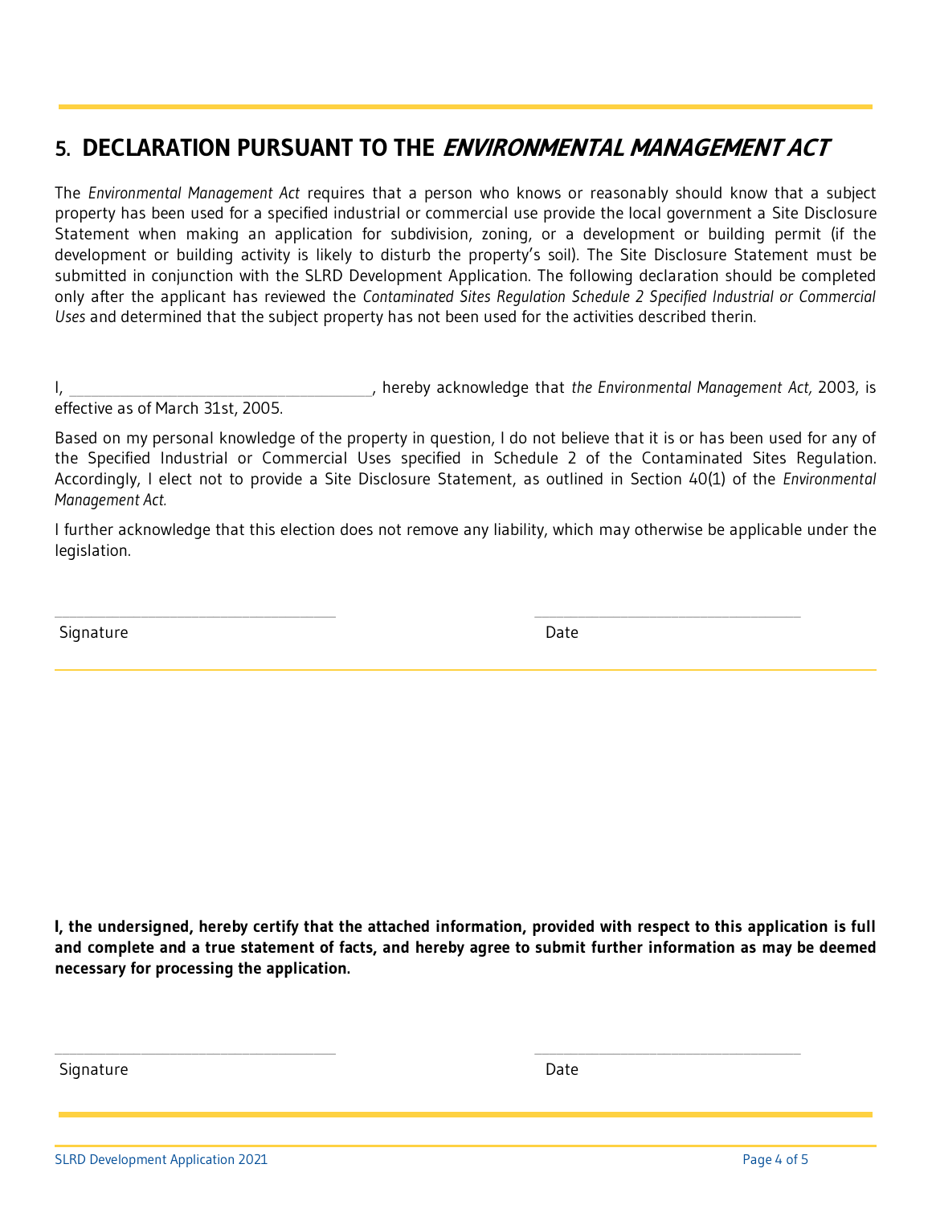## 5. DECLARATION PURSUANT TO THE *ENVIRONMENTAL MANAGEMENT ACT*

The *Environmental Management Act* requires that a person who knows or reasonably should know that a subject property has been used for a specified industrial or commercial use provide the local government a Site Disclosure Statement when making an application for subdivision, zoning, or a development or building permit (if the development or building activity is likely to disturb the property's soil). The Site Disclosure Statement must be submitted in conjunction with the SLRD Development Application. The following declaration should be completed only after the applicant has reviewed the *Contaminated Sites Regulation Schedule 2 Specified Industrial or Commercial Uses* and determined that the subject property has not been used for the activities described therin.

I, ______________________________________, hereby acknowledge that *the Environmental Management Act,* 2003, is effective as of March 31st, 2005.

Based on my personal knowledge of the property in question, I do not believe that it is or has been used for any of the Specified Industrial or Commercial Uses specified in Schedule 2 of the Contaminated Sites Regulation. Accordingly, I elect not to provide a Site Disclosure Statement, as outlined in Section 40(1) of the *Environmental Management Act.*

I further acknowledge that this election does not remove any liability, which may otherwise be applicable under the legislation.

______________________________ ______________________________

Signature Date

**I, the undersigned, hereby certify that the attached information, provided with respect to this application is full and complete and a true statement of facts, and hereby agree to submit further information as may be deemed necessary for processing the application.**

______________________________ ______________________________

Signature Date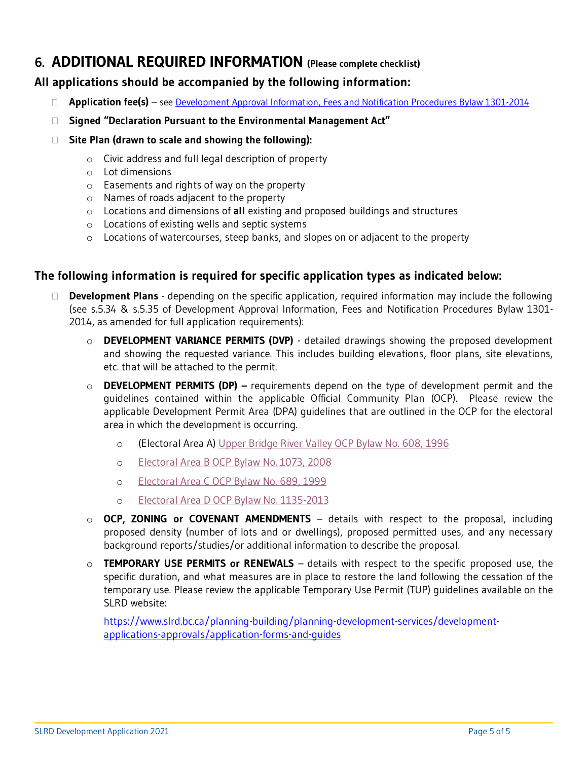## 6. **ADDITIONAL REQUIRED INFORMATION** (Please complete checklist)

### All applications should be accompanied by the following information:

- ☐ **Application fee(s)** – see [Development Approval Information, Fees and Notification Procedures Bylaw 1301-2014]
- ☐ **Signed "Declaration Pursuant to the Environmental Management Act"**
- ☐ **Site Plan (drawn to scale and showing the following):**
  - Civic address and full legal description of property
  - Lot dimensions
  - Easements and rights of way on the property
  - Names of roads adjacent to the property
  - Locations and dimensions of **all** existing and proposed buildings and structures
  - Locations of existing wells and septic systems
  - Locations of watercourses, steep banks, and slopes on or adjacent to the property

### The following information is required for specific application types as indicated below:

- ☐ **Development Plans** - depending on the specific application, required information may include the following (see s.5.34 & s.5.35 of Development Approval Information, Fees and Notification Procedures Bylaw 1301-2014, as amended for full application requirements):
  - **DEVELOPMENT VARIANCE PERMITS (DVP)** - detailed drawings showing the proposed development and showing the requested variance. This includes building elevations, floor plans, site elevations, etc. that will be attached to the permit.
  - **DEVELOPMENT PERMITS (DP) –** requirements depend on the type of development permit and the guidelines contained within the applicable Official Community Plan (OCP). Please review the applicable Development Permit Area (DPA) guidelines that are outlined in the OCP for the electoral area in which the development is occurring.
    - (Electoral Area A) Upper Bridge River Valley OCP Bylaw No. 608, 1996
    - Electoral Area B OCP Bylaw No. 1073, 2008
    - Electoral Area C OCP Bylaw No. 689, 1999
    - Electoral Area D OCP Bylaw No. 1135-2013
  - **OCP, ZONING or COVENANT AMENDMENTS** – details with respect to the proposal, including proposed density (number of lots and or dwellings), proposed permitted uses, and any necessary background reports/studies/or additional information to describe the proposal.
  - **TEMPORARY USE PERMITS or RENEWALS** – details with respect to the specific proposed use, the specific duration, and what measures are in place to restore the land following the cessation of the temporary use. Please review the applicable Temporary Use Permit (TUP) guidelines available on the SLRD website:

    https://www.slrd.bc.ca/planning-building/planning-development-services/development-applications-approvals/application-forms-and-guides